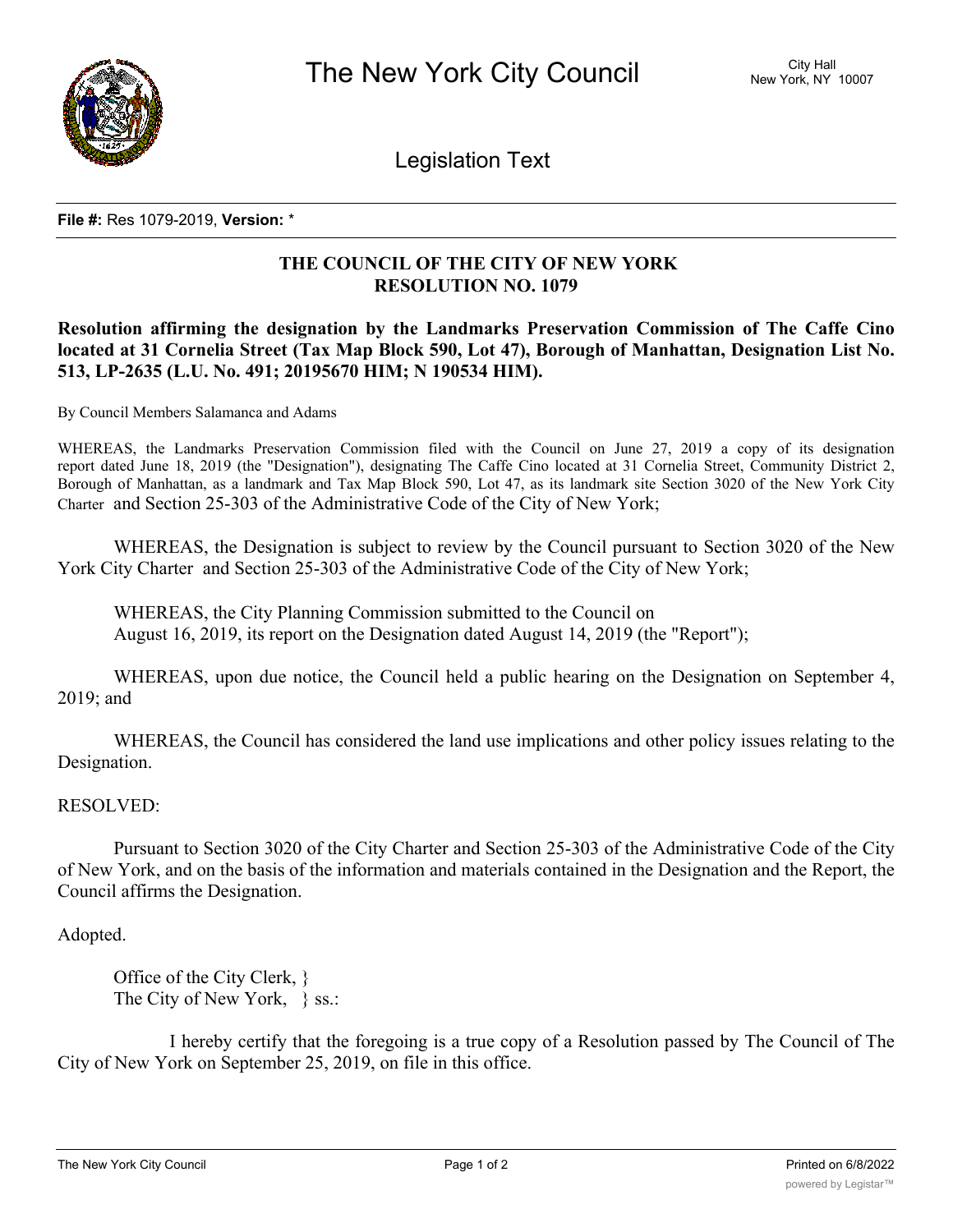# The New York City Council

City Hall
New York, NY 10007

## Legislation Text

**File #:** Res 1079-2019, **Version:** *

**THE COUNCIL OF THE CITY OF NEW YORK**
**RESOLUTION NO. 1079**

**Resolution affirming the designation by the Landmarks Preservation Commission of The Caffe Cino located at 31 Cornelia Street (Tax Map Block 590, Lot 47), Borough of Manhattan, Designation List No. 513, LP-2635 (L.U. No. 491; 20195670 HIM; N 190534 HIM).**

By Council Members Salamanca and Adams

WHEREAS, the Landmarks Preservation Commission filed with the Council on June 27, 2019 a copy of its designation report dated June 18, 2019 (the "Designation"), designating The Caffe Cino located at 31 Cornelia Street, Community District 2, Borough of Manhattan, as a landmark and Tax Map Block 590, Lot 47, as its landmark site Section 3020 of the New York City Charter and Section 25-303 of the Administrative Code of the City of New York;

WHEREAS, the Designation is subject to review by the Council pursuant to Section 3020 of the New York City Charter and Section 25-303 of the Administrative Code of the City of New York;

WHEREAS, the City Planning Commission submitted to the Council on August 16, 2019, its report on the Designation dated August 14, 2019 (the "Report");

WHEREAS, upon due notice, the Council held a public hearing on the Designation on September 4, 2019; and

WHEREAS, the Council has considered the land use implications and other policy issues relating to the Designation.

RESOLVED:

Pursuant to Section 3020 of the City Charter and Section 25-303 of the Administrative Code of the City of New York, and on the basis of the information and materials contained in the Designation and the Report, the Council affirms the Designation.

Adopted.

Office of the City Clerk, }
The City of New York, } ss.:

I hereby certify that the foregoing is a true copy of a Resolution passed by The Council of The City of New York on September 25, 2019, on file in this office.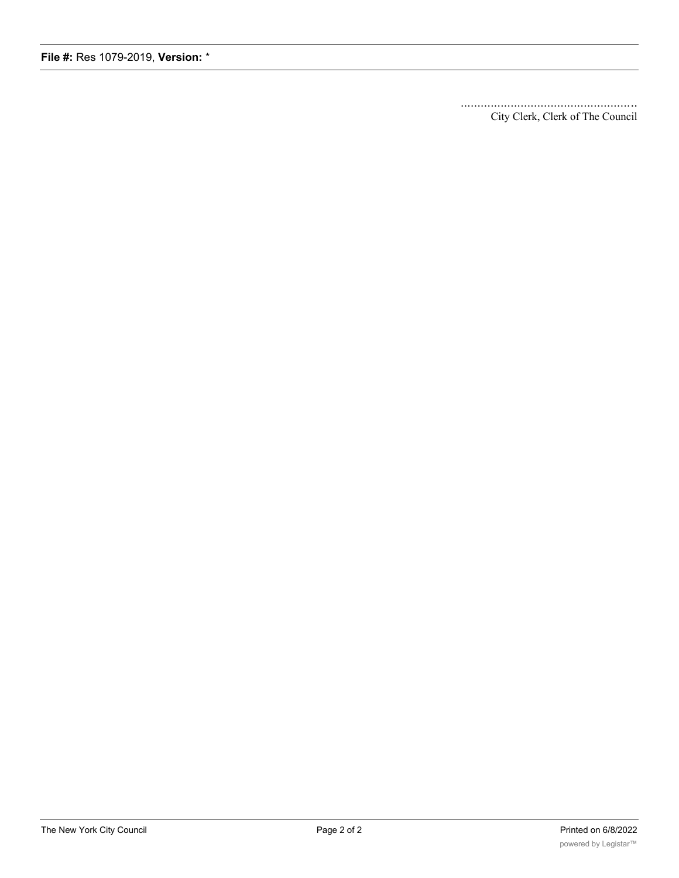....................................................
City Clerk, Clerk of The Council